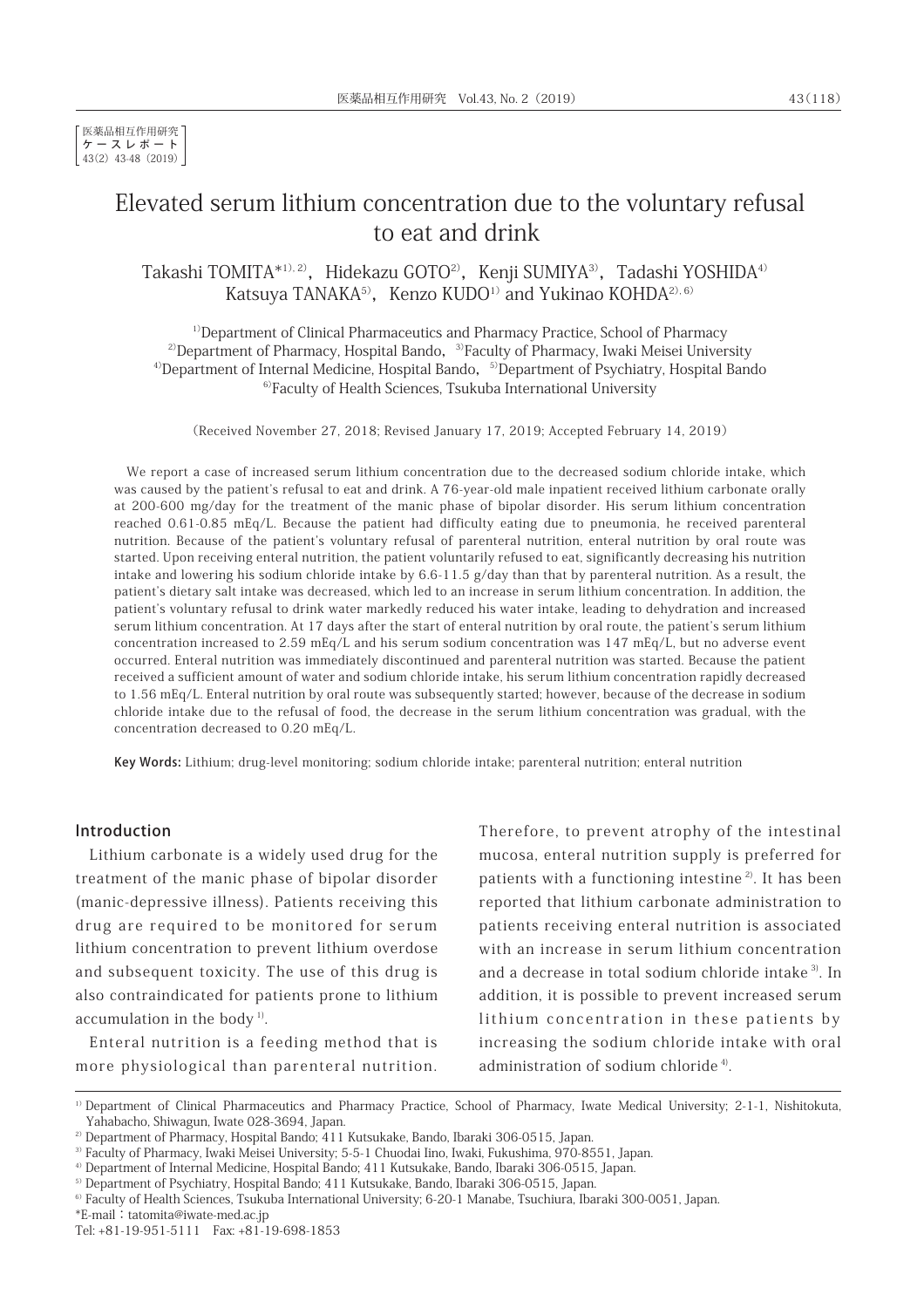医薬品相互作用研究
ケースレポート
43(2) 43-48 (2019)

# Elevated serum lithium concentration due to the voluntary refusal to eat and drink

Takashi TOMITA*[1), 2)], Hidekazu GOTO[2)], Kenji SUMIYA[3)], Tadashi YOSHIDA[4)]
Katsuya TANAKA[5)], Kenzo KUDO[1)] and Yukinao KOHDA[2), 6)]

[1)]Department of Clinical Pharmaceutics and Pharmacy Practice, School of Pharmacy
[2)]Department of Pharmacy, Hospital Bando, [3)]Faculty of Pharmacy, Iwaki Meisei University
[4)]Department of Internal Medicine, Hospital Bando, [5)]Department of Psychiatry, Hospital Bando
[6)]Faculty of Health Sciences, Tsukuba International University

(Received November 27, 2018; Revised January 17, 2019; Accepted February 14, 2019)

We report a case of increased serum lithium concentration due to the decreased sodium chloride intake, which was caused by the patient's refusal to eat and drink. A 76-year-old male inpatient received lithium carbonate orally at 200-600 mg/day for the treatment of the manic phase of bipolar disorder. His serum lithium concentration reached 0.61-0.85 mEq/L. Because the patient had difficulty eating due to pneumonia, he received parenteral nutrition. Because of the patient's voluntary refusal of parenteral nutrition, enteral nutrition by oral route was started. Upon receiving enteral nutrition, the patient voluntarily refused to eat, significantly decreasing his nutrition intake and lowering his sodium chloride intake by 6.6-11.5 g/day than that by parenteral nutrition. As a result, the patient's dietary salt intake was decreased, which led to an increase in serum lithium concentration. In addition, the patient's voluntary refusal to drink water markedly reduced his water intake, leading to dehydration and increased serum lithium concentration. At 17 days after the start of enteral nutrition by oral route, the patient's serum lithium concentration increased to 2.59 mEq/L and his serum sodium concentration was 147 mEq/L, but no adverse event occurred. Enteral nutrition was immediately discontinued and parenteral nutrition was started. Because the patient received a sufficient amount of water and sodium chloride intake, his serum lithium concentration rapidly decreased to 1.56 mEq/L. Enteral nutrition by oral route was subsequently started; however, because of the decrease in sodium chloride intake due to the refusal of food, the decrease in the serum lithium concentration was gradual, with the concentration decreased to 0.20 mEq/L.

**Key Words:** Lithium; drug-level monitoring; sodium chloride intake; parenteral nutrition; enteral nutrition

## Introduction

Lithium carbonate is a widely used drug for the treatment of the manic phase of bipolar disorder (manic-depressive illness). Patients receiving this drug are required to be monitored for serum lithium concentration to prevent lithium overdose and subsequent toxicity. The use of this drug is also contraindicated for patients prone to lithium accumulation in the body [1)].

Enteral nutrition is a feeding method that is more physiological than parenteral nutrition. Therefore, to prevent atrophy of the intestinal mucosa, enteral nutrition supply is preferred for patients with a functioning intestine [2)]. It has been reported that lithium carbonate administration to patients receiving enteral nutrition is associated with an increase in serum lithium concentration and a decrease in total sodium chloride intake [3)]. In addition, it is possible to prevent increased serum lithium concentration in these patients by increasing the sodium chloride intake with oral administration of sodium chloride [4)].

---

[1)] Department of Clinical Pharmaceutics and Pharmacy Practice, School of Pharmacy, Iwate Medical University; 2-1-1, Nishitokuta, Yahabacho, Shiwagun, Iwate 028-3694, Japan.
[2)] Department of Pharmacy, Hospital Bando; 411 Kutsukake, Bando, Ibaraki 306-0515, Japan.
[3)] Faculty of Pharmacy, Iwaki Meisei University; 5-5-1 Chuodai Iino, Iwaki, Fukushima, 970-8551, Japan.
[4)] Department of Internal Medicine, Hospital Bando; 411 Kutsukake, Bando, Ibaraki 306-0515, Japan.
[5)] Department of Psychiatry, Hospital Bando; 411 Kutsukake, Bando, Ibaraki 306-0515, Japan.
[6)] Faculty of Health Sciences, Tsukuba International University; 6-20-1 Manabe, Tsuchiura, Ibaraki 300-0051, Japan.
*E-mail：tatomita@iwate-med.ac.jp
Tel: +81-19-951-5111 Fax: +81-19-698-1853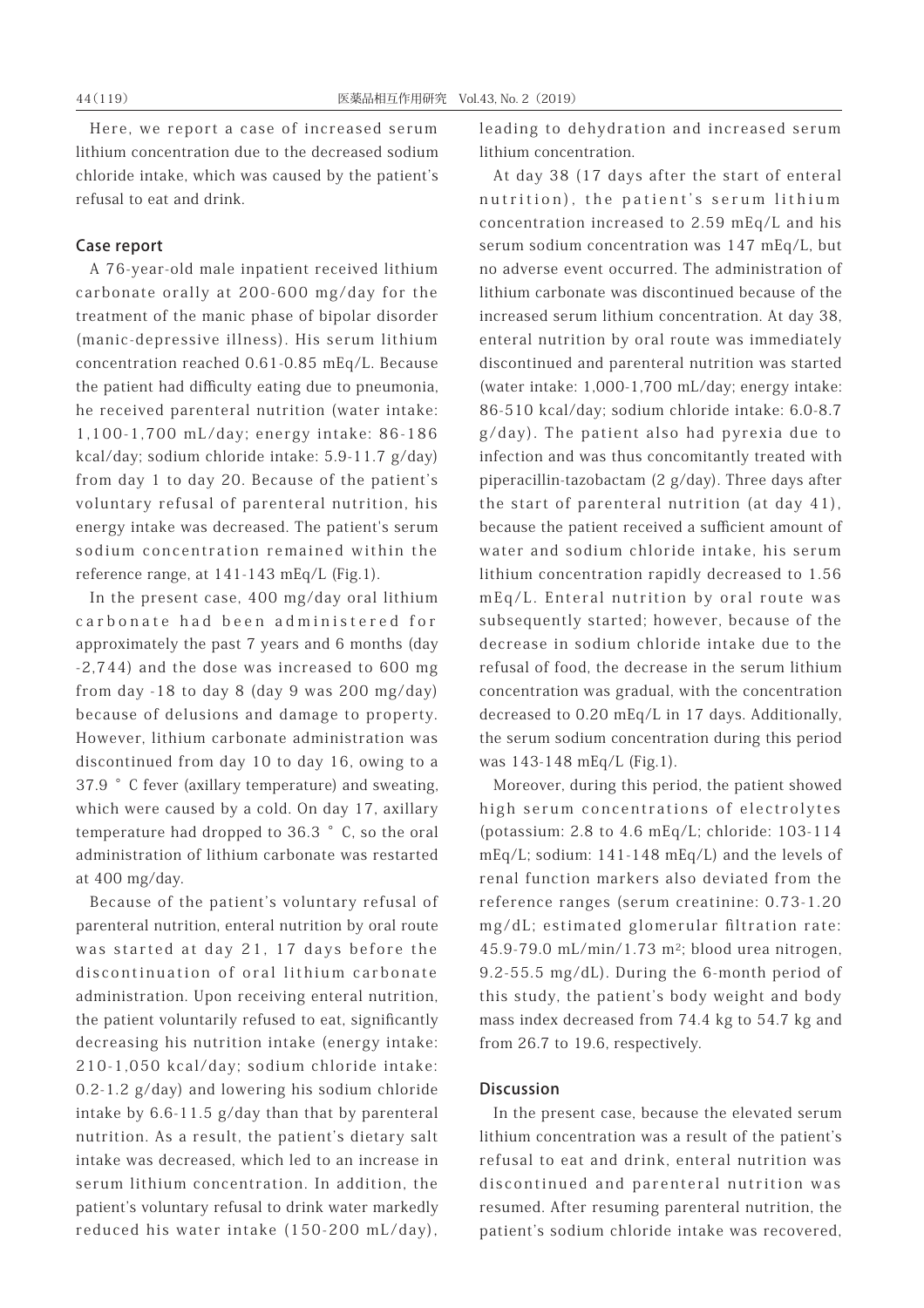Here, we report a case of increased serum lithium concentration due to the decreased sodium chloride intake, which was caused by the patient's refusal to eat and drink.

## Case report

A 76-year-old male inpatient received lithium carbonate orally at 200-600 mg/day for the treatment of the manic phase of bipolar disorder (manic-depressive illness). His serum lithium concentration reached 0.61-0.85 mEq/L. Because the patient had difficulty eating due to pneumonia, he received parenteral nutrition (water intake: 1,100-1,700 mL/day; energy intake: 86-186 kcal/day; sodium chloride intake: 5.9-11.7 g/day) from day 1 to day 20. Because of the patient's voluntary refusal of parenteral nutrition, his energy intake was decreased. The patient's serum sodium concentration remained within the reference range, at 141-143 mEq/L (Fig.1).

In the present case, 400 mg/day oral lithium carbonate had been administered for approximately the past 7 years and 6 months (day -2,744) and the dose was increased to 600 mg from day -18 to day 8 (day 9 was 200 mg/day) because of delusions and damage to property. However, lithium carbonate administration was discontinued from day 10 to day 16, owing to a 37.9 °C fever (axillary temperature) and sweating, which were caused by a cold. On day 17, axillary temperature had dropped to 36.3 °C, so the oral administration of lithium carbonate was restarted at 400 mg/day.

Because of the patient's voluntary refusal of parenteral nutrition, enteral nutrition by oral route was started at day 21, 17 days before the discontinuation of oral lithium carbonate administration. Upon receiving enteral nutrition, the patient voluntarily refused to eat, significantly decreasing his nutrition intake (energy intake: 210-1,050 kcal/day; sodium chloride intake: 0.2-1.2 g/day) and lowering his sodium chloride intake by 6.6-11.5 g/day than that by parenteral nutrition. As a result, the patient's dietary salt intake was decreased, which led to an increase in serum lithium concentration. In addition, the patient's voluntary refusal to drink water markedly reduced his water intake (150-200 mL/day), leading to dehydration and increased serum lithium concentration.

At day 38 (17 days after the start of enteral nutrition), the patient's serum lithium concentration increased to 2.59 mEq/L and his serum sodium concentration was 147 mEq/L, but no adverse event occurred. The administration of lithium carbonate was discontinued because of the increased serum lithium concentration. At day 38, enteral nutrition by oral route was immediately discontinued and parenteral nutrition was started (water intake: 1,000-1,700 mL/day; energy intake: 86-510 kcal/day; sodium chloride intake: 6.0-8.7 g/day). The patient also had pyrexia due to infection and was thus concomitantly treated with piperacillin-tazobactam (2 g/day). Three days after the start of parenteral nutrition (at day 41), because the patient received a sufficient amount of water and sodium chloride intake, his serum lithium concentration rapidly decreased to 1.56 mEq/L. Enteral nutrition by oral route was subsequently started; however, because of the decrease in sodium chloride intake due to the refusal of food, the decrease in the serum lithium concentration was gradual, with the concentration decreased to 0.20 mEq/L in 17 days. Additionally, the serum sodium concentration during this period was 143-148 mEq/L (Fig.1).

Moreover, during this period, the patient showed high serum concentrations of electrolytes (potassium: 2.8 to 4.6 mEq/L; chloride: 103-114 mEq/L; sodium: 141-148 mEq/L) and the levels of renal function markers also deviated from the reference ranges (serum creatinine: 0.73-1.20 mg/dL; estimated glomerular filtration rate: 45.9-79.0 mL/min/1.73 $m^2$; blood urea nitrogen, 9.2-55.5 mg/dL). During the 6-month period of this study, the patient's body weight and body mass index decreased from 74.4 kg to 54.7 kg and from 26.7 to 19.6, respectively.

## Discussion

In the present case, because the elevated serum lithium concentration was a result of the patient's refusal to eat and drink, enteral nutrition was discontinued and parenteral nutrition was resumed. After resuming parenteral nutrition, the patient's sodium chloride intake was recovered,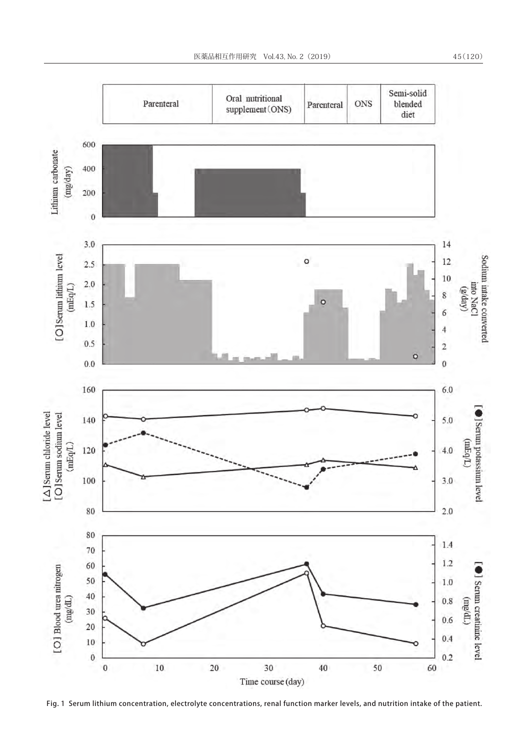Fig. 1 Serum lithium concentration, electrolyte concentrations, renal function marker levels, and nutrition intake of the patient.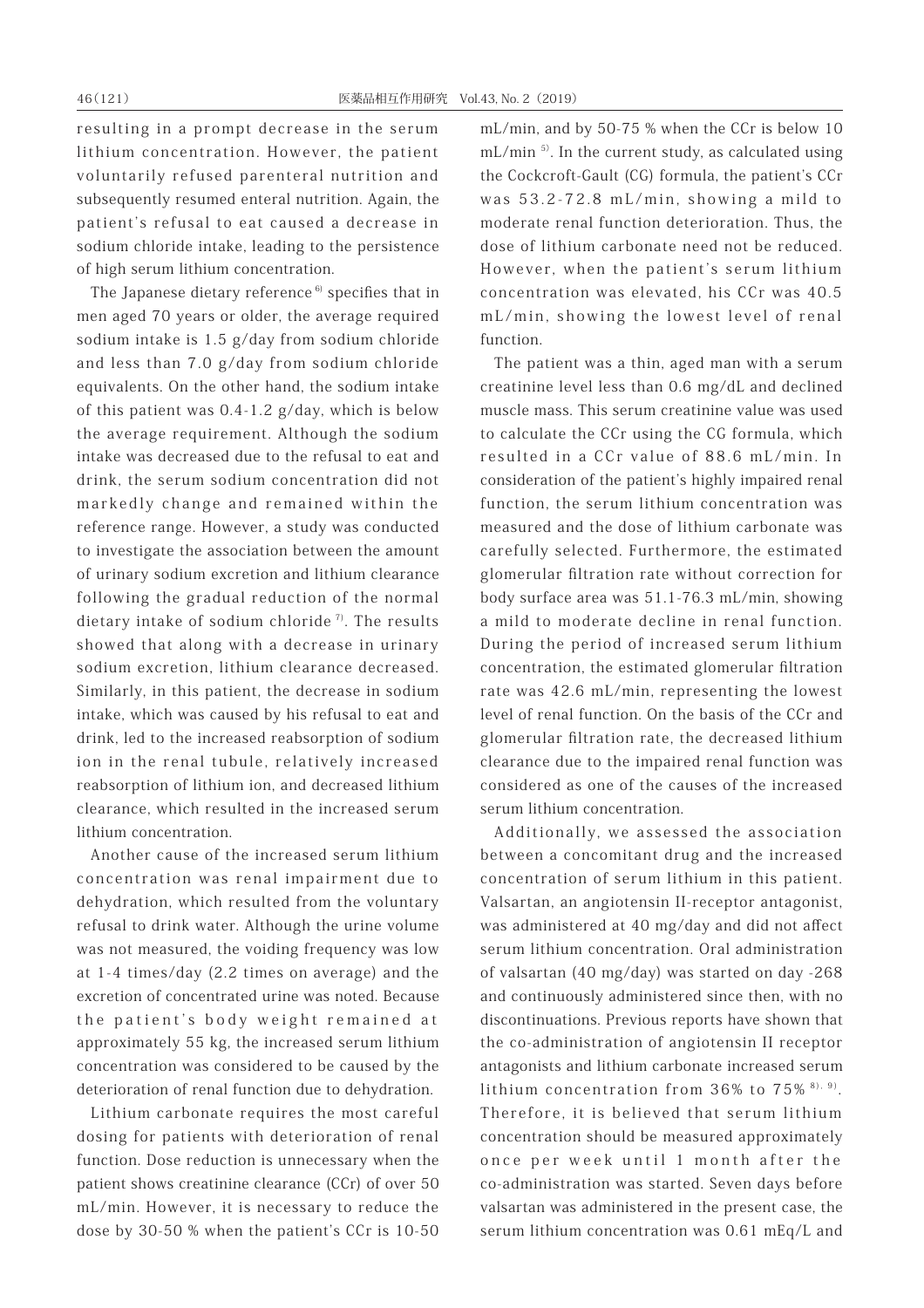resulting in a prompt decrease in the serum lithium concentration. However, the patient voluntarily refused parenteral nutrition and subsequently resumed enteral nutrition. Again, the patient's refusal to eat caused a decrease in sodium chloride intake, leading to the persistence of high serum lithium concentration.

The Japanese dietary reference [6] specifies that in men aged 70 years or older, the average required sodium intake is 1.5 g/day from sodium chloride and less than 7.0 g/day from sodium chloride equivalents. On the other hand, the sodium intake of this patient was 0.4-1.2 g/day, which is below the average requirement. Although the sodium intake was decreased due to the refusal to eat and drink, the serum sodium concentration did not markedly change and remained within the reference range. However, a study was conducted to investigate the association between the amount of urinary sodium excretion and lithium clearance following the gradual reduction of the normal dietary intake of sodium chloride [7]. The results showed that along with a decrease in urinary sodium excretion, lithium clearance decreased. Similarly, in this patient, the decrease in sodium intake, which was caused by his refusal to eat and drink, led to the increased reabsorption of sodium ion in the renal tubule, relatively increased reabsorption of lithium ion, and decreased lithium clearance, which resulted in the increased serum lithium concentration.

Another cause of the increased serum lithium concentration was renal impairment due to dehydration, which resulted from the voluntary refusal to drink water. Although the urine volume was not measured, the voiding frequency was low at 1-4 times/day (2.2 times on average) and the excretion of concentrated urine was noted. Because the patient's body weight remained at approximately 55 kg, the increased serum lithium concentration was considered to be caused by the deterioration of renal function due to dehydration.

Lithium carbonate requires the most careful dosing for patients with deterioration of renal function. Dose reduction is unnecessary when the patient shows creatinine clearance (CCr) of over 50 mL/min. However, it is necessary to reduce the dose by 30-50 % when the patient's CCr is 10-50 mL/min, and by 50-75 % when the CCr is below 10 mL/min [5]. In the current study, as calculated using the Cockcroft-Gault (CG) formula, the patient's CCr was 53.2-72.8 mL/min, showing a mild to moderate renal function deterioration. Thus, the dose of lithium carbonate need not be reduced. However, when the patient's serum lithium concentration was elevated, his CCr was 40.5 mL/min, showing the lowest level of renal function.

The patient was a thin, aged man with a serum creatinine level less than 0.6 mg/dL and declined muscle mass. This serum creatinine value was used to calculate the CCr using the CG formula, which resulted in a CCr value of 88.6 mL/min. In consideration of the patient's highly impaired renal function, the serum lithium concentration was measured and the dose of lithium carbonate was carefully selected. Furthermore, the estimated glomerular filtration rate without correction for body surface area was 51.1-76.3 mL/min, showing a mild to moderate decline in renal function. During the period of increased serum lithium concentration, the estimated glomerular filtration rate was 42.6 mL/min, representing the lowest level of renal function. On the basis of the CCr and glomerular filtration rate, the decreased lithium clearance due to the impaired renal function was considered as one of the causes of the increased serum lithium concentration.

Additionally, we assessed the association between a concomitant drug and the increased concentration of serum lithium in this patient. Valsartan, an angiotensin II-receptor antagonist, was administered at 40 mg/day and did not affect serum lithium concentration. Oral administration of valsartan (40 mg/day) was started on day -268 and continuously administered since then, with no discontinuations. Previous reports have shown that the co-administration of angiotensin II receptor antagonists and lithium carbonate increased serum lithium concentration from 36% to 75% [8,9]. Therefore, it is believed that serum lithium concentration should be measured approximately once per week until 1 month after the co-administration was started. Seven days before valsartan was administered in the present case, the serum lithium concentration was 0.61 mEq/L and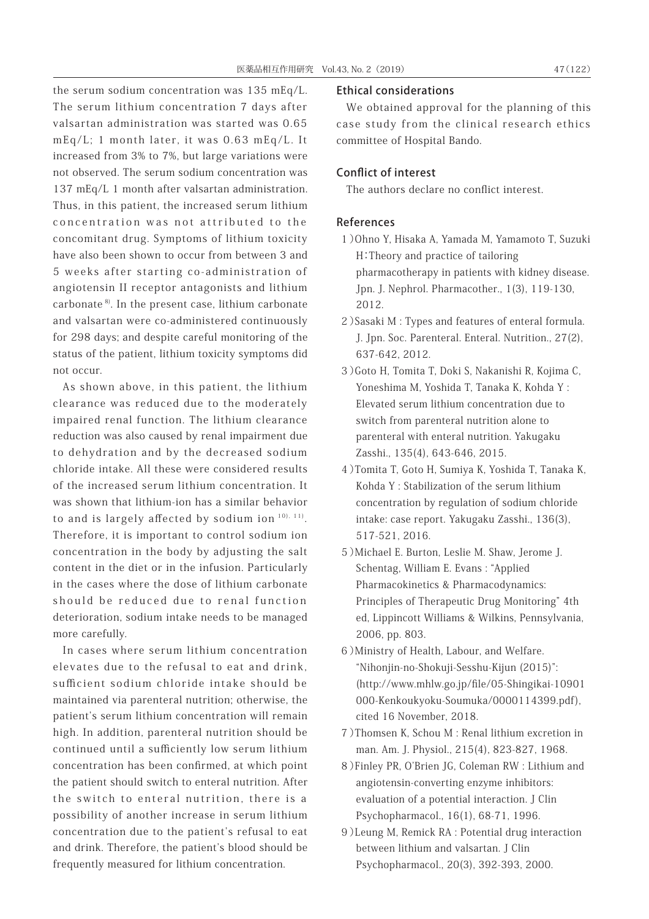the serum sodium concentration was 135 mEq/L. The serum lithium concentration 7 days after valsartan administration was started was 0.65 mEq/L; 1 month later, it was 0.63 mEq/L. It increased from 3% to 7%, but large variations were not observed. The serum sodium concentration was 137 mEq/L 1 month after valsartan administration. Thus, in this patient, the increased serum lithium concentration was not attributed to the concomitant drug. Symptoms of lithium toxicity have also been shown to occur from between 3 and 5 weeks after starting co-administration of angiotensin II receptor antagonists and lithium carbonate [8]. In the present case, lithium carbonate and valsartan were co-administered continuously for 298 days; and despite careful monitoring of the status of the patient, lithium toxicity symptoms did not occur.

As shown above, in this patient, the lithium clearance was reduced due to the moderately impaired renal function. The lithium clearance reduction was also caused by renal impairment due to dehydration and by the decreased sodium chloride intake. All these were considered results of the increased serum lithium concentration. It was shown that lithium-ion has a similar behavior to and is largely affected by sodium ion [10), 11)]. Therefore, it is important to control sodium ion concentration in the body by adjusting the salt content in the diet or in the infusion. Particularly in the cases where the dose of lithium carbonate should be reduced due to renal function deterioration, sodium intake needs to be managed more carefully.

In cases where serum lithium concentration elevates due to the refusal to eat and drink, sufficient sodium chloride intake should be maintained via parenteral nutrition; otherwise, the patient's serum lithium concentration will remain high. In addition, parenteral nutrition should be continued until a sufficiently low serum lithium concentration has been confirmed, at which point the patient should switch to enteral nutrition. After the switch to enteral nutrition, there is a possibility of another increase in serum lithium concentration due to the patient's refusal to eat and drink. Therefore, the patient's blood should be frequently measured for lithium concentration.

## Ethical considerations

We obtained approval for the planning of this case study from the clinical research ethics committee of Hospital Bando.

## Conflict of interest

The authors declare no conflict interest.

## References

1 ) Ohno Y, Hisaka A, Yamada M, Yamamoto T, Suzuki H：Theory and practice of tailoring pharmacotherapy in patients with kidney disease. Jpn. J. Nephrol. Pharmacother., 1(3), 119-130, 2012.

2 ) Sasaki M : Types and features of enteral formula. J. Jpn. Soc. Parenteral. Enteral. Nutrition., 27(2), 637-642, 2012.

3 ) Goto H, Tomita T, Doki S, Nakanishi R, Kojima C, Yoneshima M, Yoshida T, Tanaka K, Kohda Y : Elevated serum lithium concentration due to switch from parenteral nutrition alone to parenteral with enteral nutrition. Yakugaku Zasshi., 135(4), 643-646, 2015.

4 ) Tomita T, Goto H, Sumiya K, Yoshida T, Tanaka K, Kohda Y : Stabilization of the serum lithium concentration by regulation of sodium chloride intake: case report. Yakugaku Zasshi., 136(3), 517-521, 2016.

5 ) Michael E. Burton, Leslie M. Shaw, Jerome J. Schentag, William E. Evans : "Applied Pharmacokinetics & Pharmacodynamics: Principles of Therapeutic Drug Monitoring" 4th ed, Lippincott Williams & Wilkins, Pennsylvania, 2006, pp. 803.

6 ) Ministry of Health, Labour, and Welfare. "Nihonjin-no-Shokuji-Sesshu-Kijun (2015)": (http://www.mhlw.go.jp/file/05-Shingikai-10901000-Kenkoukyoku-Soumuka/0000114399.pdf), cited 16 November, 2018.

7 ) Thomsen K, Schou M : Renal lithium excretion in man. Am. J. Physiol., 215(4), 823-827, 1968.

8 ) Finley PR, O'Brien JG, Coleman RW : Lithium and angiotensin-converting enzyme inhibitors: evaluation of a potential interaction. J Clin Psychopharmacol., 16(1), 68-71, 1996.

9 ) Leung M, Remick RA : Potential drug interaction between lithium and valsartan. J Clin Psychopharmacol., 20(3), 392-393, 2000.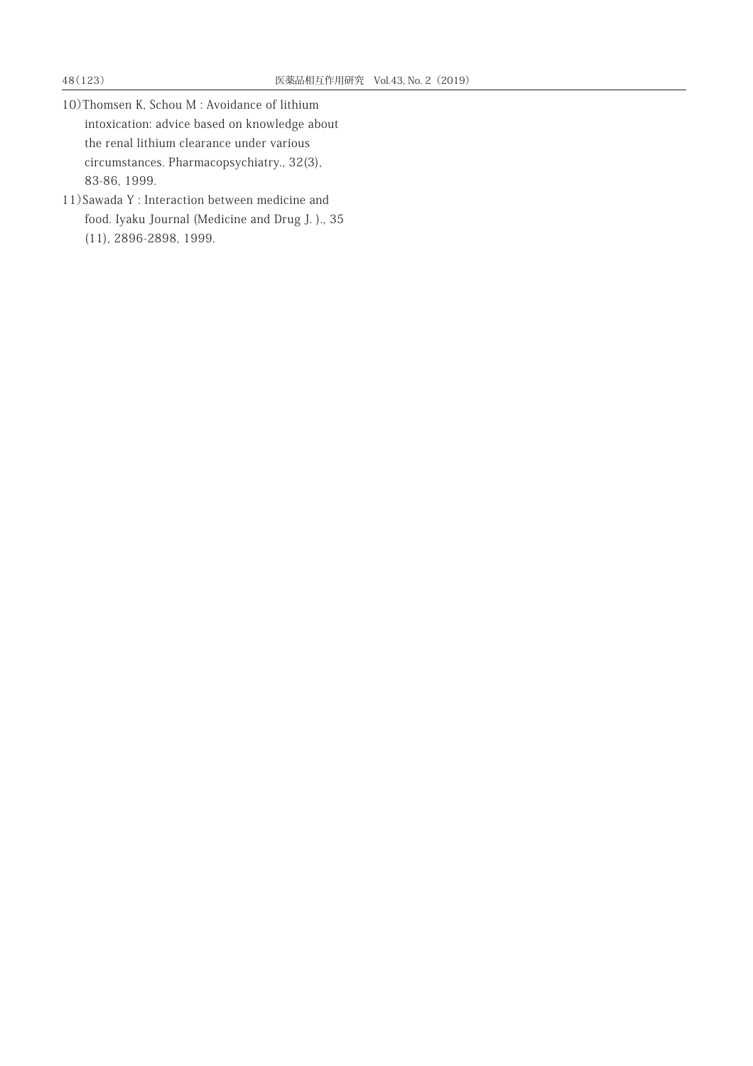10) Thomsen K, Schou M : Avoidance of lithium intoxication: advice based on knowledge about the renal lithium clearance under various circumstances. Pharmacopsychiatry., 32(3), 83-86, 1999.

11) Sawada Y : Interaction between medicine and food. Iyaku Journal (Medicine and Drug J. )., 35 (11), 2896-2898, 1999.